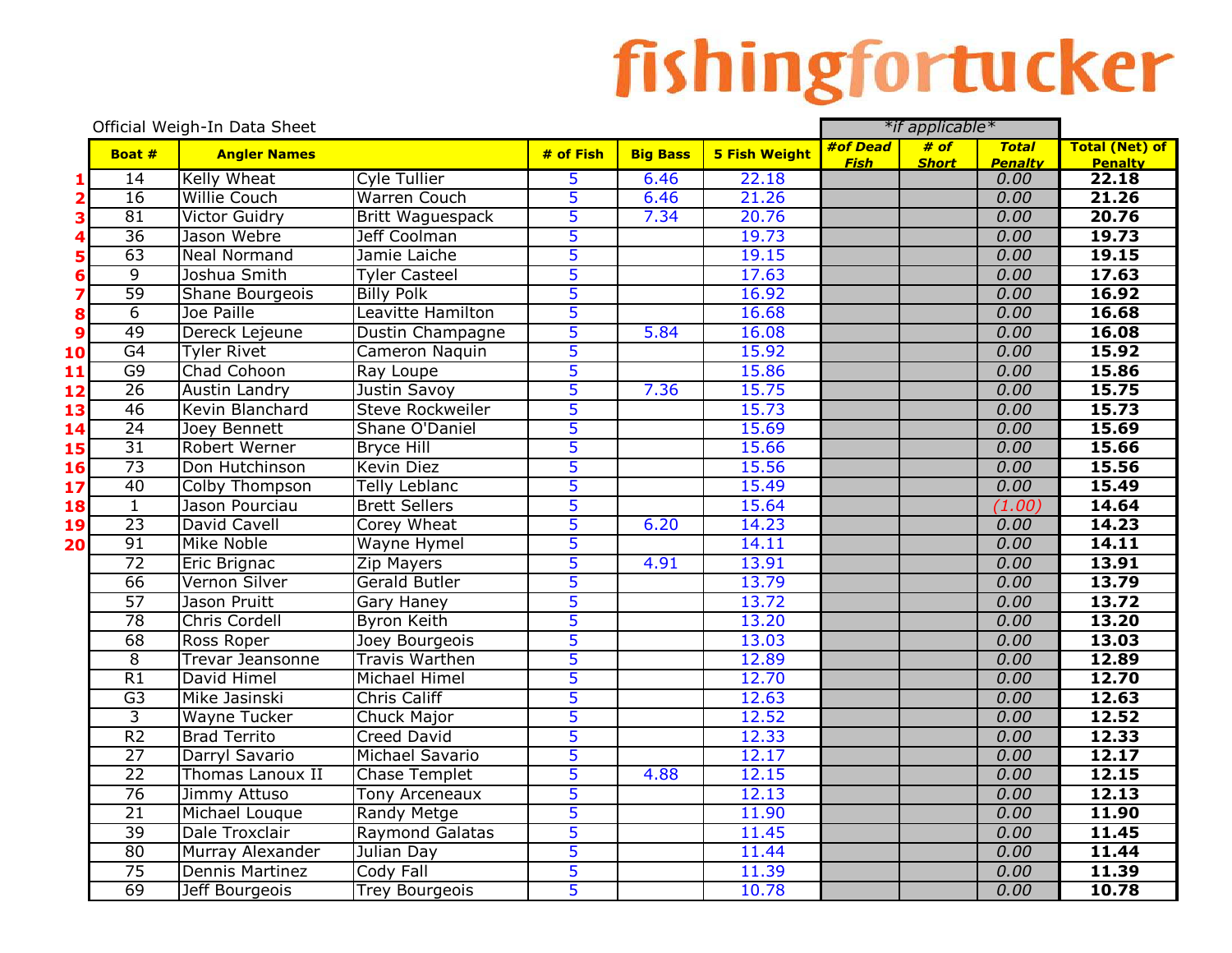# fishingfortucker

Official Weigh-In Data Sheet

| | Boat # | Angler Names | | # of Fish | Big Bass | 5 Fish Weight | *if applicable* #of Dead Fish | # of Short | Total Penalty | Total (Net) of Penalty |
|---|---|---|---|---|---|---|---|---|---|---|
| 1 | 14 | Kelly Wheat | Cyle Tullier | 5 | 6.46 | 22.18 | | | 0.00 | 22.18 |
| 2 | 16 | Willie Couch | Warren Couch | 5 | 6.46 | 21.26 | | | 0.00 | 21.26 |
| 3 | 81 | Victor Guidry | Britt Waguespack | 5 | 7.34 | 20.76 | | | 0.00 | 20.76 |
| 4 | 36 | Jason Webre | Jeff Coolman | 5 | | 19.73 | | | 0.00 | 19.73 |
| 5 | 63 | Neal Normand | Jamie Laiche | 5 | | 19.15 | | | 0.00 | 19.15 |
| 6 | 9 | Joshua Smith | Tyler Casteel | 5 | | 17.63 | | | 0.00 | 17.63 |
| 7 | 59 | Shane Bourgeois | Billy Polk | 5 | | 16.92 | | | 0.00 | 16.92 |
| 8 | 6 | Joe Paille | Leavitte Hamilton | 5 | | 16.68 | | | 0.00 | 16.68 |
| 9 | 49 | Dereck Lejeune | Dustin Champagne | 5 | 5.84 | 16.08 | | | 0.00 | 16.08 |
| 10 | G4 | Tyler Rivet | Cameron Naquin | 5 | | 15.92 | | | 0.00 | 15.92 |
| 11 | G9 | Chad Cohoon | Ray Loupe | 5 | | 15.86 | | | 0.00 | 15.86 |
| 12 | 26 | Austin Landry | Justin Savoy | 5 | 7.36 | 15.75 | | | 0.00 | 15.75 |
| 13 | 46 | Kevin Blanchard | Steve Rockweiler | 5 | | 15.73 | | | 0.00 | 15.73 |
| 14 | 24 | Joey Bennett | Shane O'Daniel | 5 | | 15.69 | | | 0.00 | 15.69 |
| 15 | 31 | Robert Werner | Bryce Hill | 5 | | 15.66 | | | 0.00 | 15.66 |
| 16 | 73 | Don Hutchinson | Kevin Diez | 5 | | 15.56 | | | 0.00 | 15.56 |
| 17 | 40 | Colby Thompson | Telly Leblanc | 5 | | 15.49 | | | 0.00 | 15.49 |
| 18 | 1 | Jason Pourciau | Brett Sellers | 5 | | 15.64 | | | (1.00) | 14.64 |
| 19 | 23 | David Cavell | Corey Wheat | 5 | 6.20 | 14.23 | | | 0.00 | 14.23 |
| 20 | 91 | Mike Noble | Wayne Hymel | 5 | | 14.11 | | | 0.00 | 14.11 |
| | 72 | Eric Brignac | Zip Mayers | 5 | 4.91 | 13.91 | | | 0.00 | 13.91 |
| | 66 | Vernon Silver | Gerald Butler | 5 | | 13.79 | | | 0.00 | 13.79 |
| | 57 | Jason Pruitt | Gary Haney | 5 | | 13.72 | | | 0.00 | 13.72 |
| | 78 | Chris Cordell | Byron Keith | 5 | | 13.20 | | | 0.00 | 13.20 |
| | 68 | Ross Roper | Joey Bourgeois | 5 | | 13.03 | | | 0.00 | 13.03 |
| | 8 | Trevar Jeansonne | Travis Warthen | 5 | | 12.89 | | | 0.00 | 12.89 |
| | R1 | David Himel | Michael Himel | 5 | | 12.70 | | | 0.00 | 12.70 |
| | G3 | Mike Jasinski | Chris Califf | 5 | | 12.63 | | | 0.00 | 12.63 |
| | 3 | Wayne Tucker | Chuck Major | 5 | | 12.52 | | | 0.00 | 12.52 |
| | R2 | Brad Territo | Creed David | 5 | | 12.33 | | | 0.00 | 12.33 |
| | 27 | Darryl Savario | Michael Savario | 5 | | 12.17 | | | 0.00 | 12.17 |
| | 22 | Thomas Lanoux II | Chase Templet | 5 | 4.88 | 12.15 | | | 0.00 | 12.15 |
| | 76 | Jimmy Attuso | Tony Arceneaux | 5 | | 12.13 | | | 0.00 | 12.13 |
| | 21 | Michael Louque | Randy Metge | 5 | | 11.90 | | | 0.00 | 11.90 |
| | 39 | Dale Troxclair | Raymond Galatas | 5 | | 11.45 | | | 0.00 | 11.45 |
| | 80 | Murray Alexander | Julian Day | 5 | | 11.44 | | | 0.00 | 11.44 |
| | 75 | Dennis Martinez | Cody Fall | 5 | | 11.39 | | | 0.00 | 11.39 |
| | 69 | Jeff Bourgeois | Trey Bourgeois | 5 | | 10.78 | | | 0.00 | 10.78 |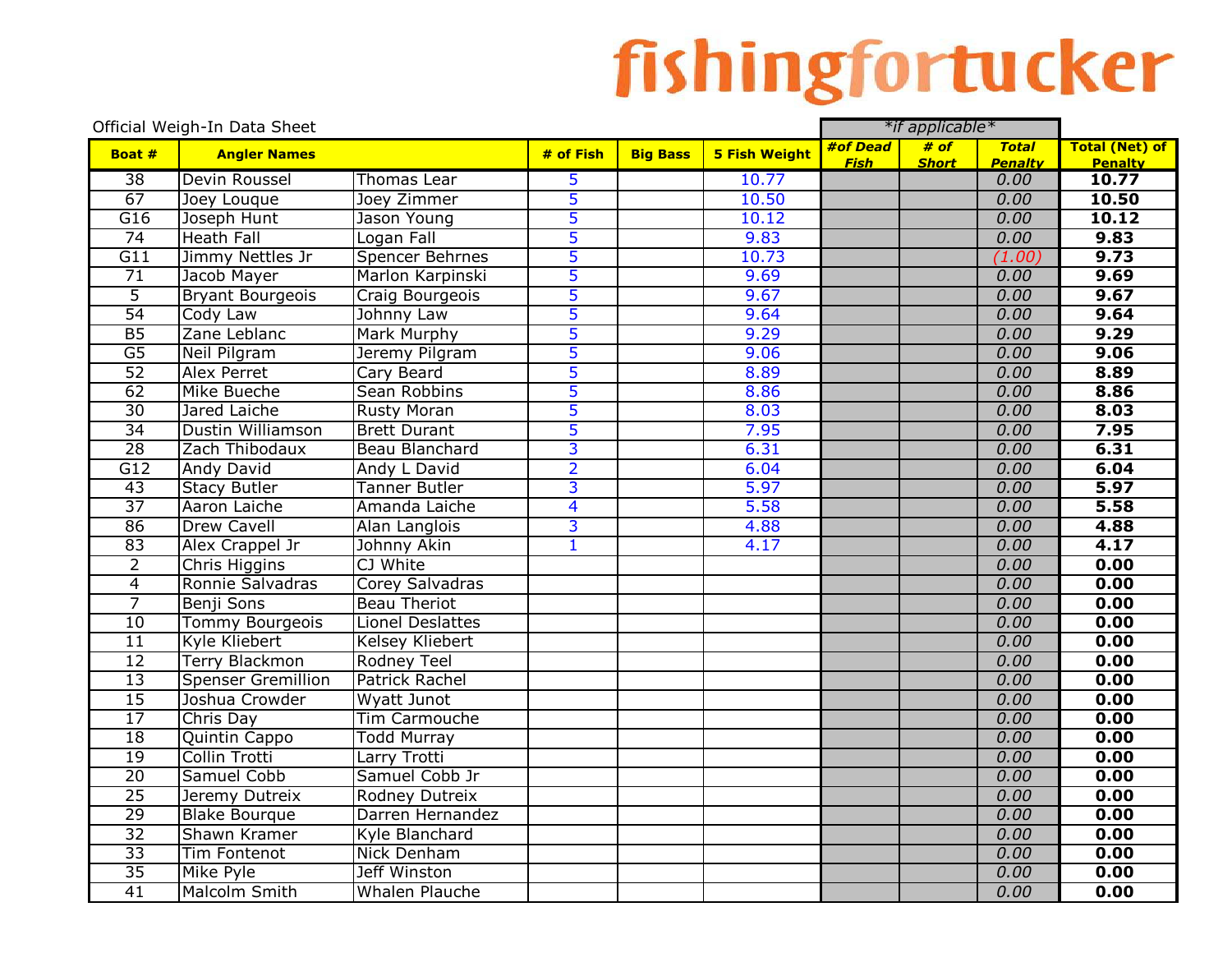# fishingfortucker

Official Weigh-In Data Sheet

| Boat # | Angler Names | | # of Fish | Big Bass | 5 Fish Weight | *if applicable* #of Dead Fish | # of Short | Total Penalty | Total (Net) of Penalty |
|---|---|---|---|---|---|---|---|---|---|
| 38 | Devin Roussel | Thomas Lear | 5 | | 10.77 | | | 0.00 | **10.77** |
| 67 | Joey Louque | Joey Zimmer | 5 | | 10.50 | | | 0.00 | **10.50** |
| G16 | Joseph Hunt | Jason Young | 5 | | 10.12 | | | 0.00 | **10.12** |
| 74 | Heath Fall | Logan Fall | 5 | | 9.83 | | | 0.00 | **9.83** |
| G11 | Jimmy Nettles Jr | Spencer Behrnes | 5 | | 10.73 | | | (1.00) | **9.73** |
| 71 | Jacob Mayer | Marlon Karpinski | 5 | | 9.69 | | | 0.00 | **9.69** |
| 5 | Bryant Bourgeois | Craig Bourgeois | 5 | | 9.67 | | | 0.00 | **9.67** |
| 54 | Cody Law | Johnny Law | 5 | | 9.64 | | | 0.00 | **9.64** |
| B5 | Zane Leblanc | Mark Murphy | 5 | | 9.29 | | | 0.00 | **9.29** |
| G5 | Neil Pilgram | Jeremy Pilgram | 5 | | 9.06 | | | 0.00 | **9.06** |
| 52 | Alex Perret | Cary Beard | 5 | | 8.89 | | | 0.00 | **8.89** |
| 62 | Mike Bueche | Sean Robbins | 5 | | 8.86 | | | 0.00 | **8.86** |
| 30 | Jared Laiche | Rusty Moran | 5 | | 8.03 | | | 0.00 | **8.03** |
| 34 | Dustin Williamson | Brett Durant | 5 | | 7.95 | | | 0.00 | **7.95** |
| 28 | Zach Thibodaux | Beau Blanchard | 3 | | 6.31 | | | 0.00 | **6.31** |
| G12 | Andy David | Andy L David | 2 | | 6.04 | | | 0.00 | **6.04** |
| 43 | Stacy Butler | Tanner Butler | 3 | | 5.97 | | | 0.00 | **5.97** |
| 37 | Aaron Laiche | Amanda Laiche | 4 | | 5.58 | | | 0.00 | **5.58** |
| 86 | Drew Cavell | Alan Langlois | 3 | | 4.88 | | | 0.00 | **4.88** |
| 83 | Alex Crappel Jr | Johnny Akin | 1 | | 4.17 | | | 0.00 | **4.17** |
| 2 | Chris Higgins | CJ White | | | | | | 0.00 | **0.00** |
| 4 | Ronnie Salvadras | Corey Salvadras | | | | | | 0.00 | **0.00** |
| 7 | Benji Sons | Beau Theriot | | | | | | 0.00 | **0.00** |
| 10 | Tommy Bourgeois | Lionel Deslattes | | | | | | 0.00 | **0.00** |
| 11 | Kyle Kliebert | Kelsey Kliebert | | | | | | 0.00 | **0.00** |
| 12 | Terry Blackmon | Rodney Teel | | | | | | 0.00 | **0.00** |
| 13 | Spenser Gremillion | Patrick Rachel | | | | | | 0.00 | **0.00** |
| 15 | Joshua Crowder | Wyatt Junot | | | | | | 0.00 | **0.00** |
| 17 | Chris Day | Tim Carmouche | | | | | | 0.00 | **0.00** |
| 18 | Quintin Cappo | Todd Murray | | | | | | 0.00 | **0.00** |
| 19 | Collin Trotti | Larry Trotti | | | | | | 0.00 | **0.00** |
| 20 | Samuel Cobb | Samuel Cobb Jr | | | | | | 0.00 | **0.00** |
| 25 | Jeremy Dutreix | Rodney Dutreix | | | | | | 0.00 | **0.00** |
| 29 | Blake Bourque | Darren Hernandez | | | | | | 0.00 | **0.00** |
| 32 | Shawn Kramer | Kyle Blanchard | | | | | | 0.00 | **0.00** |
| 33 | Tim Fontenot | Nick Denham | | | | | | 0.00 | **0.00** |
| 35 | Mike Pyle | Jeff Winston | | | | | | 0.00 | **0.00** |
| 41 | Malcolm Smith | Whalen Plauche | | | | | | 0.00 | **0.00** |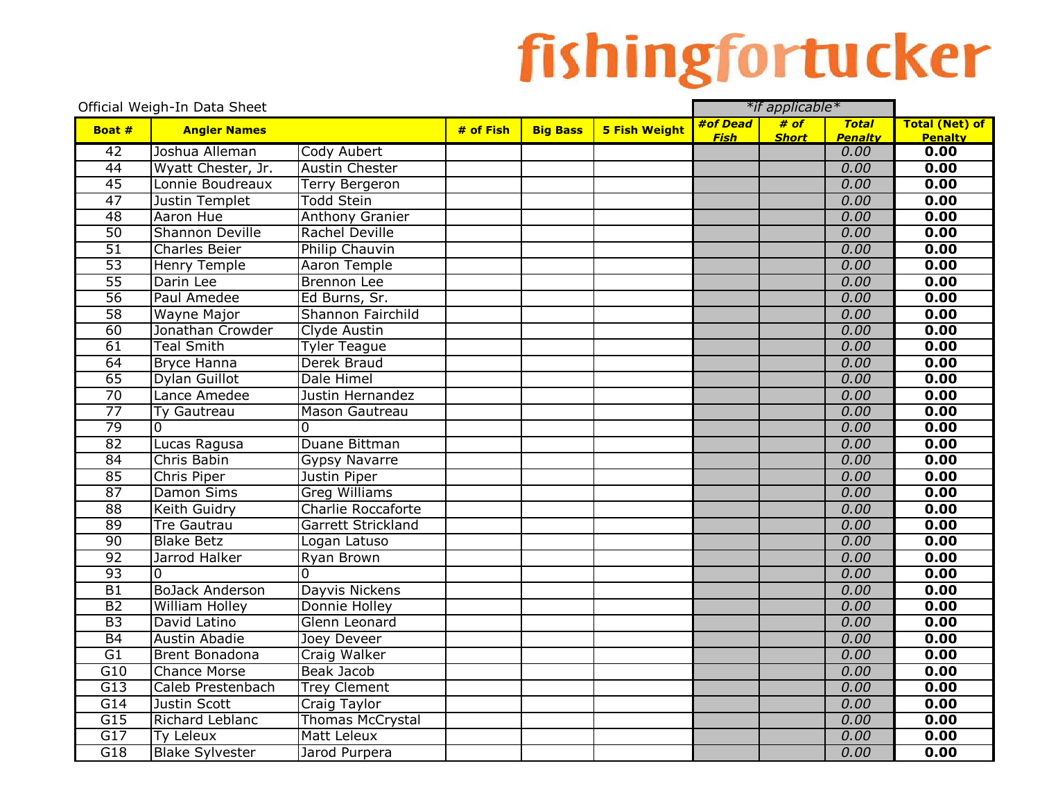# fishingfortucker

Official Weigh-In Data Sheet

| Boat # | Angler Names | | # of Fish | Big Bass | 5 Fish Weight | *if applicable* #of Dead Fish | # of Short | Total Penalty | Total (Net) of Penalty |
|---|---|---|---|---|---|---|---|---|---|
| 42 | Joshua Alleman | Cody Aubert | | | | | | 0.00 | **0.00** |
| 44 | Wyatt Chester, Jr. | Austin Chester | | | | | | 0.00 | **0.00** |
| 45 | Lonnie Boudreaux | Terry Bergeron | | | | | | 0.00 | **0.00** |
| 47 | Justin Templet | Todd Stein | | | | | | 0.00 | **0.00** |
| 48 | Aaron Hue | Anthony Granier | | | | | | 0.00 | **0.00** |
| 50 | Shannon Deville | Rachel Deville | | | | | | 0.00 | **0.00** |
| 51 | Charles Beier | Philip Chauvin | | | | | | 0.00 | **0.00** |
| 53 | Henry Temple | Aaron Temple | | | | | | 0.00 | **0.00** |
| 55 | Darin Lee | Brennon Lee | | | | | | 0.00 | **0.00** |
| 56 | Paul Amedee | Ed Burns, Sr. | | | | | | 0.00 | **0.00** |
| 58 | Wayne Major | Shannon Fairchild | | | | | | 0.00 | **0.00** |
| 60 | Jonathan Crowder | Clyde Austin | | | | | | 0.00 | **0.00** |
| 61 | Teal Smith | Tyler Teague | | | | | | 0.00 | **0.00** |
| 64 | Bryce Hanna | Derek Braud | | | | | | 0.00 | **0.00** |
| 65 | Dylan Guillot | Dale Himel | | | | | | 0.00 | **0.00** |
| 70 | Lance Amedee | Justin Hernandez | | | | | | 0.00 | **0.00** |
| 77 | Ty Gautreau | Mason Gautreau | | | | | | 0.00 | **0.00** |
| 79 | 0 | 0 | | | | | | 0.00 | **0.00** |
| 82 | Lucas Ragusa | Duane Bittman | | | | | | 0.00 | **0.00** |
| 84 | Chris Babin | Gypsy Navarre | | | | | | 0.00 | **0.00** |
| 85 | Chris Piper | Justin Piper | | | | | | 0.00 | **0.00** |
| 87 | Damon Sims | Greg Williams | | | | | | 0.00 | **0.00** |
| 88 | Keith Guidry | Charlie Roccaforte | | | | | | 0.00 | **0.00** |
| 89 | Tre Gautrau | Garrett Strickland | | | | | | 0.00 | **0.00** |
| 90 | Blake Betz | Logan Latuso | | | | | | 0.00 | **0.00** |
| 92 | Jarrod Halker | Ryan Brown | | | | | | 0.00 | **0.00** |
| 93 | 0 | 0 | | | | | | 0.00 | **0.00** |
| B1 | BoJack Anderson | Dayvis Nickens | | | | | | 0.00 | **0.00** |
| B2 | William Holley | Donnie Holley | | | | | | 0.00 | **0.00** |
| B3 | David Latino | Glenn Leonard | | | | | | 0.00 | **0.00** |
| B4 | Austin Abadie | Joey Deveer | | | | | | 0.00 | **0.00** |
| G1 | Brent Bonadona | Craig Walker | | | | | | 0.00 | **0.00** |
| G10 | Chance Morse | Beak Jacob | | | | | | 0.00 | **0.00** |
| G13 | Caleb Prestenbach | Trey Clement | | | | | | 0.00 | **0.00** |
| G14 | Justin Scott | Craig Taylor | | | | | | 0.00 | **0.00** |
| G15 | Richard Leblanc | Thomas McCrystal | | | | | | 0.00 | **0.00** |
| G17 | Ty Leleux | Matt Leleux | | | | | | 0.00 | **0.00** |
| G18 | Blake Sylvester | Jarod Purpera | | | | | | 0.00 | **0.00** |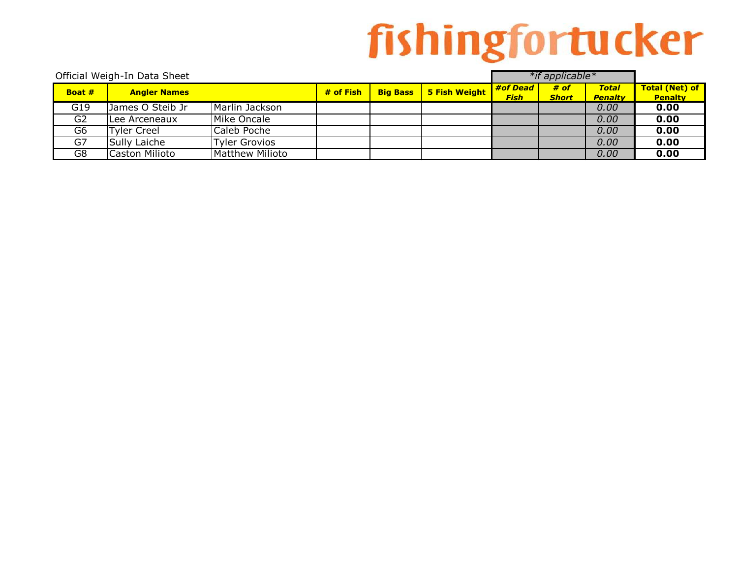# fishingfortucker

Official Weigh-In Data Sheet

| | | | | | | *if applicable* | | | |
|---|---|---|---|---|---|---|---|---|---|
| **Boat #** | **Angler Names** | | **# of Fish** | **Big Bass** | **5 Fish Weight** | ***#of Dead Fish*** | ***# of Short*** | ***Total Penalty*** | **Total (Net) of Penalty** |
| G19 | James O Steib Jr | Marlin Jackson | | | | | | *0.00* | **0.00** |
| G2 | Lee Arceneaux | Mike Oncale | | | | | | *0.00* | **0.00** |
| G6 | Tyler Creel | Caleb Poche | | | | | | *0.00* | **0.00** |
| G7 | Sully Laiche | Tyler Grovios | | | | | | *0.00* | **0.00** |
| G8 | Caston Milioto | Matthew Milioto | | | | | | *0.00* | **0.00** |